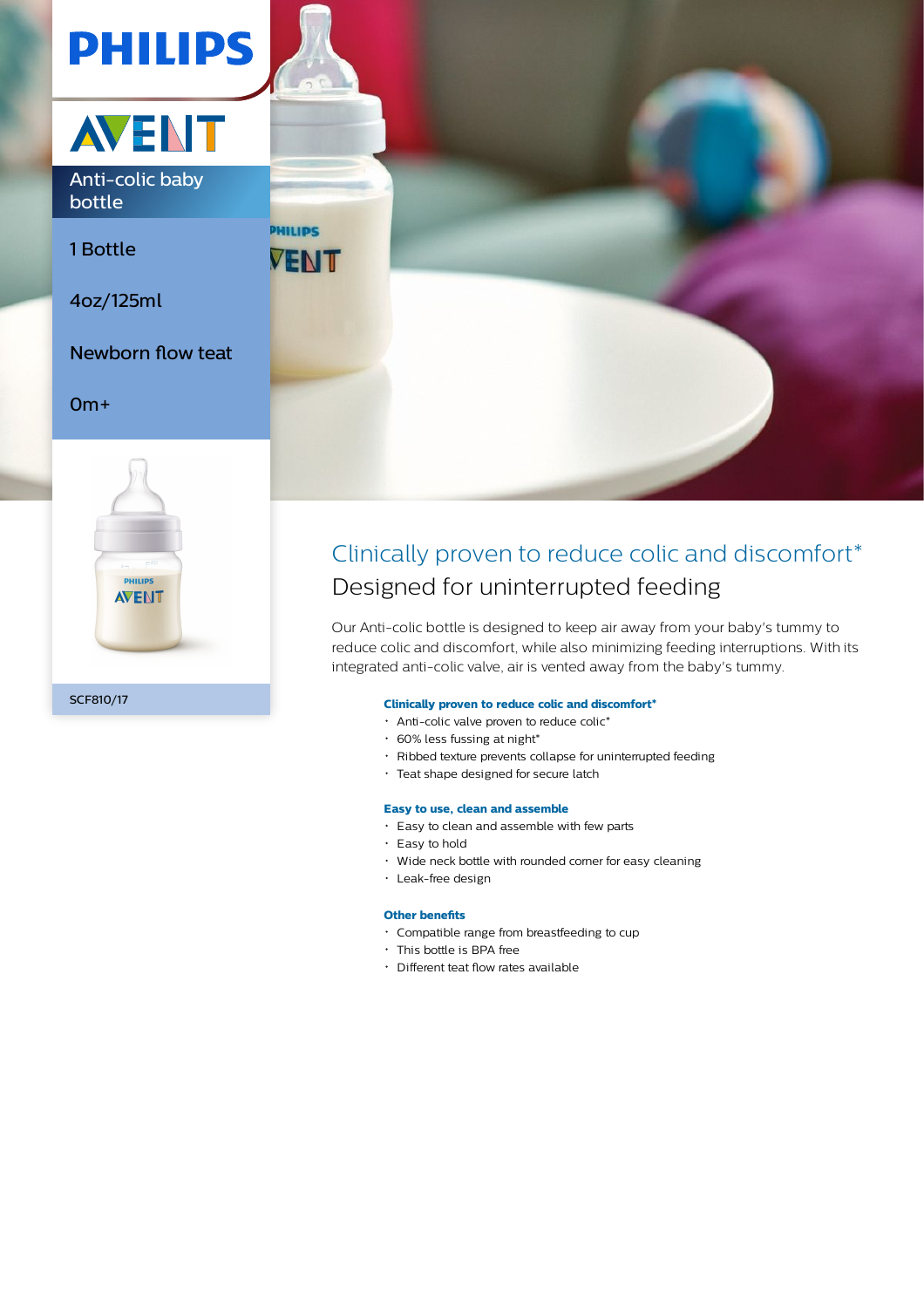PHILIPS

AVENT

Anti-colic baby bottle

1 Bottle

4oz/125ml

Newborn flow teat

0m+

SCF810/17

# Clinically proven to reduce colic and discomfort*

## Designed for uninterrupted feeding

Our Anti-colic bottle is designed to keep air away from your baby's tummy to reduce colic and discomfort, while also minimizing feeding interruptions. With its integrated anti-colic valve, air is vented away from the baby's tummy.

**Clinically proven to reduce colic and discomfort***

- Anti-colic valve proven to reduce colic*
- 60% less fussing at night*
- Ribbed texture prevents collapse for uninterrupted feeding
- Teat shape designed for secure latch

**Easy to use, clean and assemble**

- Easy to clean and assemble with few parts
- Easy to hold
- Wide neck bottle with rounded corner for easy cleaning
- Leak-free design

**Other benefits**

- Compatible range from breastfeeding to cup
- This bottle is BPA free
- Different teat flow rates available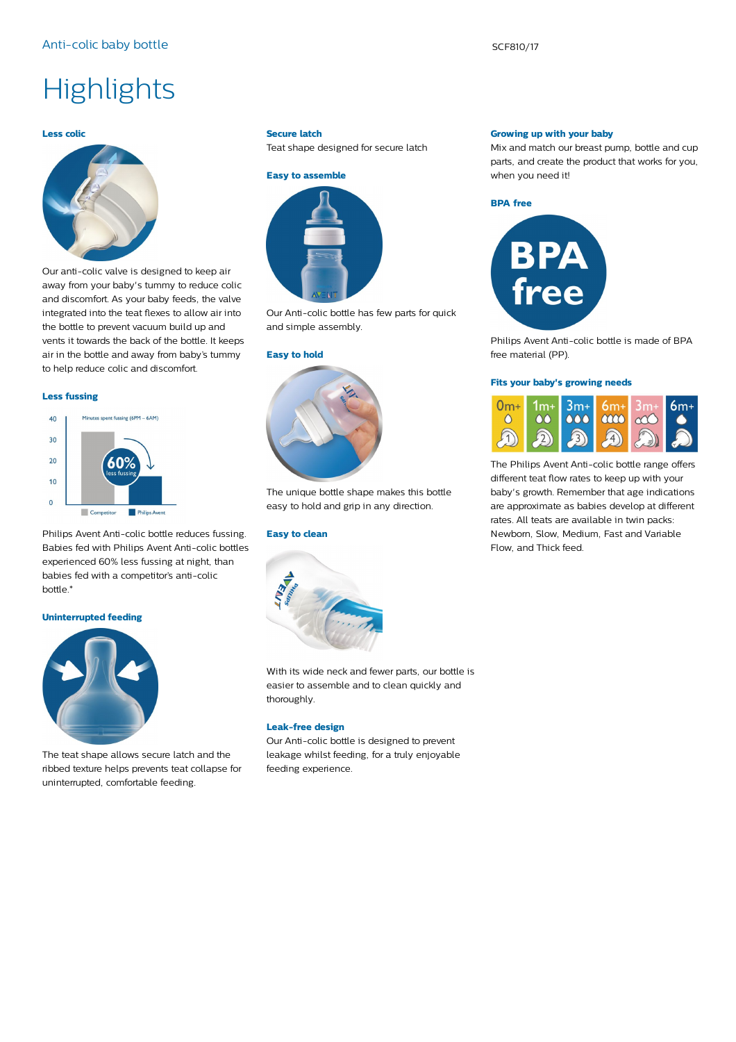# Highlights

### Less colic

Our anti-colic valve is designed to keep air away from your baby's tummy to reduce colic and discomfort. As your baby feeds, the valve integrated into the teat flexes to allow air into the bottle to prevent vacuum build up and vents it towards the back of the bottle. It keeps air in the bottle and away from baby's tummy to help reduce colic and discomfort.

### Less fussing

Philips Avent Anti-colic bottle reduces fussing. Babies fed with Philips Avent Anti-colic bottles experienced 60% less fussing at night, than babies fed with a competitor's anti-colic bottle.*

### Uninterrupted feeding

The teat shape allows secure latch and the ribbed texture helps prevents teat collapse for uninterrupted, comfortable feeding.

### Secure latch

Teat shape designed for secure latch

### Easy to assemble

Our Anti-colic bottle has few parts for quick and simple assembly.

### Easy to hold

The unique bottle shape makes this bottle easy to hold and grip in any direction.

### Easy to clean

With its wide neck and fewer parts, our bottle is easier to assemble and to clean quickly and thoroughly.

### Leak-free design

Our Anti-colic bottle is designed to prevent leakage whilst feeding, for a truly enjoyable feeding experience.

### Growing up with your baby

Mix and match our breast pump, bottle and cup parts, and create the product that works for you, when you need it!

### BPA free

Philips Avent Anti-colic bottle is made of BPA free material (PP).

### Fits your baby's growing needs

The Philips Avent Anti-colic bottle range offers different teat flow rates to keep up with your baby's growth. Remember that age indications are approximate as babies develop at different rates. All teats are available in twin packs: Newborn, Slow, Medium, Fast and Variable Flow, and Thick feed.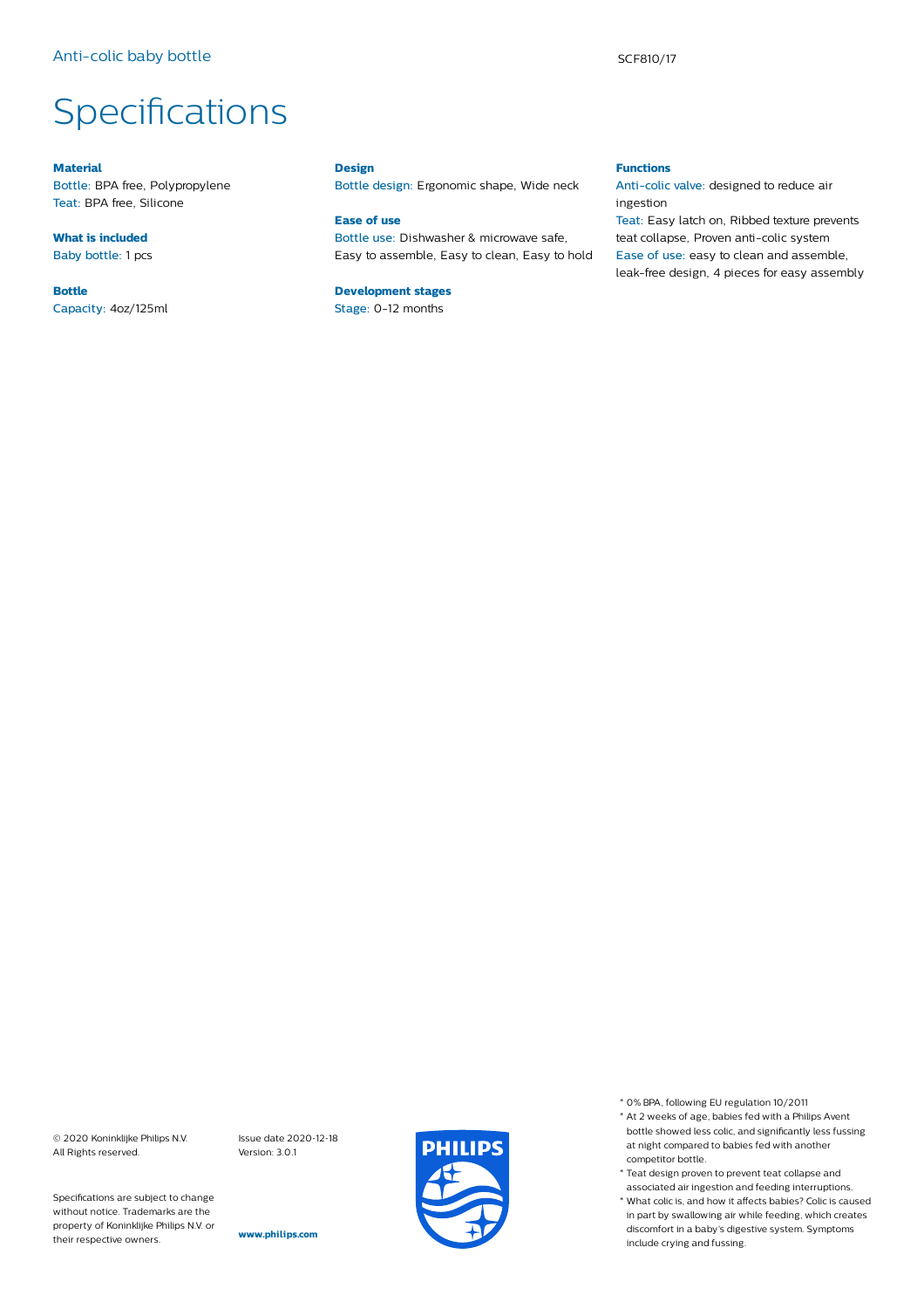Anti-colic baby bottle

SCF810/17

# Specifications

**Material**

Bottle: BPA free, Polypropylene

Teat: BPA free, Silicone

**What is included**

Baby bottle: 1 pcs

**Bottle**

Capacity: 4oz/125ml

**Design**

Bottle design: Ergonomic shape, Wide neck

**Ease of use**

Bottle use: Dishwasher & microwave safe, Easy to assemble, Easy to clean, Easy to hold

**Development stages**

Stage: 0-12 months

**Functions**

Anti-colic valve: designed to reduce air ingestion

Teat: Easy latch on, Ribbed texture prevents teat collapse, Proven anti-colic system

Ease of use: easy to clean and assemble, leak-free design, 4 pieces for easy assembly

© 2020 Koninklijke Philips N.V.
All Rights reserved.

Specifications are subject to change without notice. Trademarks are the property of Koninklijke Philips N.V. or their respective owners.

Issue date 2020-12-18
Version: 3.0.1

www.philips.com

- * 0% BPA, following EU regulation 10/2011
- * At 2 weeks of age, babies fed with a Philips Avent bottle showed less colic, and significantly less fussing at night compared to babies fed with another competitor bottle.
- * Teat design proven to prevent teat collapse and associated air ingestion and feeding interruptions.
- * What colic is, and how it affects babies? Colic is caused in part by swallowing air while feeding, which creates discomfort in a baby's digestive system. Symptoms include crying and fussing.